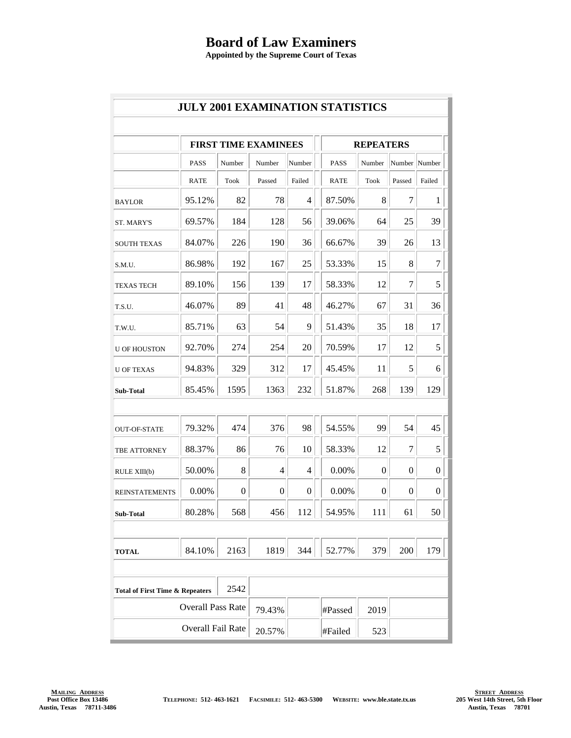# Board of Law Examiners

**Appointed by the Supreme Court of Texas**

## JULY 2001 EXAMINATION STATISTICS

| | FIRST TIME EXAMINEES | | | | REPEATERS | | | |
|---|---|---|---|---|---|---|---|---|
| | PASS RATE | Number Took | Number Passed | Number Failed | PASS RATE | Number Took | Number Passed | Number Failed |
| BAYLOR | 95.12% | 82 | 78 | 4 | 87.50% | 8 | 7 | 1 |
| ST. MARY'S | 69.57% | 184 | 128 | 56 | 39.06% | 64 | 25 | 39 |
| SOUTH TEXAS | 84.07% | 226 | 190 | 36 | 66.67% | 39 | 26 | 13 |
| S.M.U. | 86.98% | 192 | 167 | 25 | 53.33% | 15 | 8 | 7 |
| TEXAS TECH | 89.10% | 156 | 139 | 17 | 58.33% | 12 | 7 | 5 |
| T.S.U. | 46.07% | 89 | 41 | 48 | 46.27% | 67 | 31 | 36 |
| T.W.U. | 85.71% | 63 | 54 | 9 | 51.43% | 35 | 18 | 17 |
| U OF HOUSTON | 92.70% | 274 | 254 | 20 | 70.59% | 17 | 12 | 5 |
| U OF TEXAS | 94.83% | 329 | 312 | 17 | 45.45% | 11 | 5 | 6 |
| **Sub-Total** | 85.45% | 1595 | 1363 | 232 | 51.87% | 268 | 139 | 129 |
| | | | | | | | | |
| OUT-OF-STATE | 79.32% | 474 | 376 | 98 | 54.55% | 99 | 54 | 45 |
| TBE ATTORNEY | 88.37% | 86 | 76 | 10 | 58.33% | 12 | 7 | 5 |
| RULE XIII(b) | 50.00% | 8 | 4 | 4 | 0.00% | 0 | 0 | 0 |
| REINSTATEMENTS | 0.00% | 0 | 0 | 0 | 0.00% | 0 | 0 | 0 |
| **Sub-Total** | 80.28% | 568 | 456 | 112 | 54.95% | 111 | 61 | 50 |
| | | | | | | | | |
| **TOTAL** | 84.10% | 2163 | 1819 | 344 | 52.77% | 379 | 200 | 179 |
| | | | | | | | | |
| **Total of First Time & Repeaters** | | 2542 | | | | | | |
| | Overall Pass Rate | | 79.43% | | #Passed | 2019 | | |
| | Overall Fail Rate | | 20.57% | | #Failed | 523 | | |

**Mailing Address**
Post Office Box 13486
Austin, Texas 78711-3486

**Telephone:** 512- 463-1621 **Facsimile:** 512- 463-5300 **Website:** www.ble.state.tx.us

**Street Address**
205 West 14th Street, 5th Floor
Austin, Texas 78701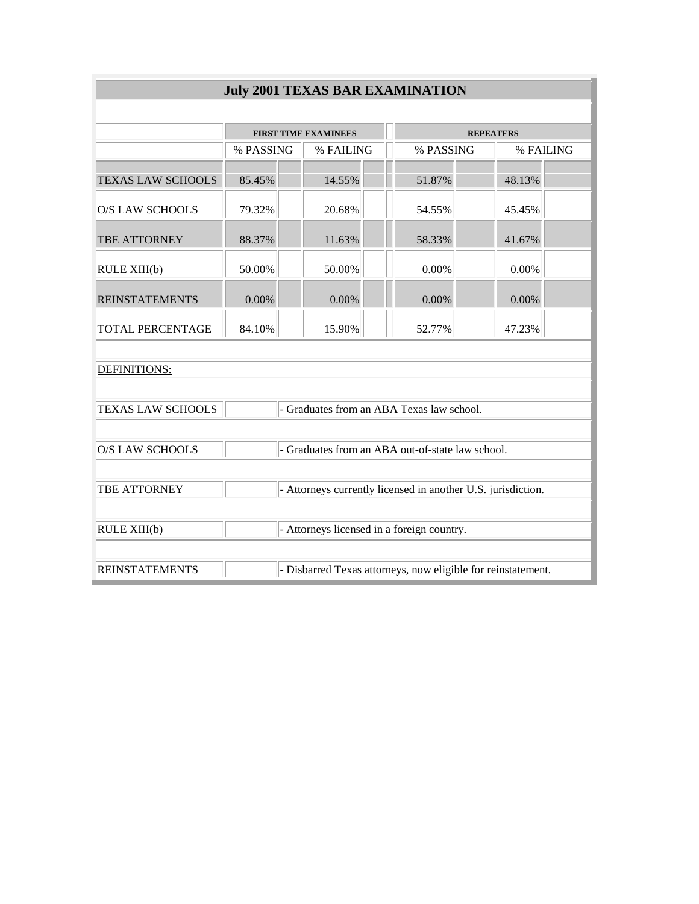## July 2001 TEXAS BAR EXAMINATION

| | FIRST TIME EXAMINEES | | REPEATERS | |
|---|---|---|---|---|
| | % PASSING | % FAILING | % PASSING | % FAILING |
| TEXAS LAW SCHOOLS | 85.45% | 14.55% | 51.87% | 48.13% |
| O/S LAW SCHOOLS | 79.32% | 20.68% | 54.55% | 45.45% |
| TBE ATTORNEY | 88.37% | 11.63% | 58.33% | 41.67% |
| RULE XIII(b) | 50.00% | 50.00% | 0.00% | 0.00% |
| REINSTATEMENTS | 0.00% | 0.00% | 0.00% | 0.00% |
| TOTAL PERCENTAGE | 84.10% | 15.90% | 52.77% | 47.23% |

DEFINITIONS:

| | |
|---|---|
| TEXAS LAW SCHOOLS | - Graduates from an ABA Texas law school. |
| O/S LAW SCHOOLS | - Graduates from an ABA out-of-state law school. |
| TBE ATTORNEY | - Attorneys currently licensed in another U.S. jurisdiction. |
| RULE XIII(b) | - Attorneys licensed in a foreign country. |
| REINSTATEMENTS | - Disbarred Texas attorneys, now eligible for reinstatement. |